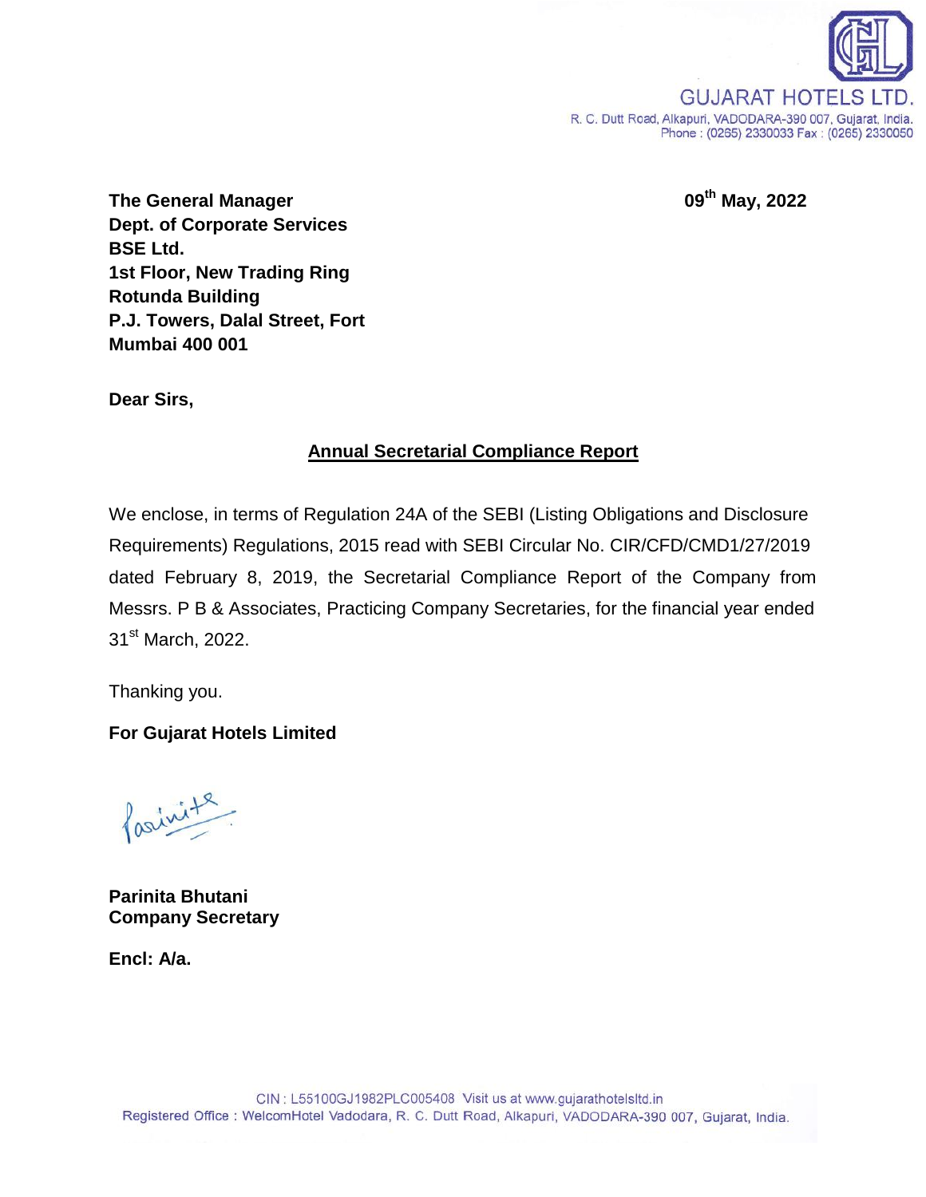GUJARAT HOTELS LTD.
R. C. Dutt Road, Alkapuri, VADODARA-390 007, Gujarat, India.
Phone : (0265) 2330033 Fax : (0265) 2330050

**09th May, 2022**

**The General Manager**
**Dept. of Corporate Services**
**BSE Ltd.**
**1st Floor, New Trading Ring**
**Rotunda Building**
**P.J. Towers, Dalal Street, Fort**
**Mumbai 400 001**

**Dear Sirs,**

**Annual Secretarial Compliance Report**

We enclose, in terms of Regulation 24A of the SEBI (Listing Obligations and Disclosure Requirements) Regulations, 2015 read with SEBI Circular No. CIR/CFD/CMD1/27/2019 dated February 8, 2019, the Secretarial Compliance Report of the Company from Messrs. P B & Associates, Practicing Company Secretaries, for the financial year ended 31st March, 2022.

Thanking you.

**For Gujarat Hotels Limited**

**Parinita Bhutani**
**Company Secretary**

**Encl: A/a.**

CIN : L55100GJ1982PLC005408 Visit us at www.gujarathotelsltd.in
Registered Office : WelcomHotel Vadodara, R. C. Dutt Road, Alkapuri, VADODARA-390 007, Gujarat, India.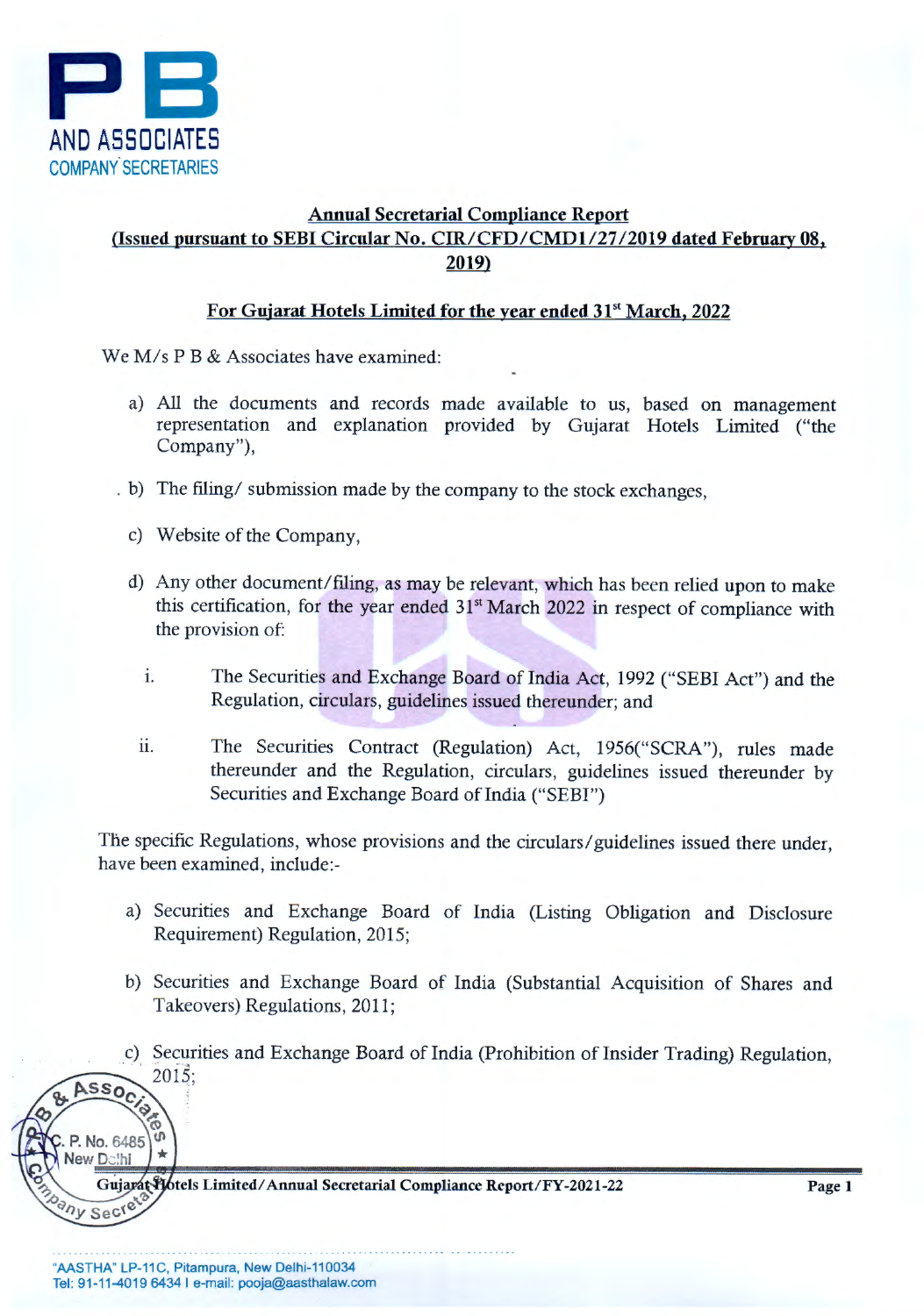## Annual Secretarial Compliance Report
## (Issued pursuant to SEBI Circular No. CIR/CFD/CMD1/27/2019 dated February 08, 2019)

### For Gujarat Hotels Limited for the year ended 31st March, 2022

We M/s P B & Associates have examined:

a) All the documents and records made available to us, based on management representation and explanation provided by Gujarat Hotels Limited ("the Company"),

b) The filing/ submission made by the company to the stock exchanges,

c) Website of the Company,

d) Any other document/filing, as may be relevant, which has been relied upon to make this certification, for the year ended 31st March 2022 in respect of compliance with the provision of:

   i. The Securities and Exchange Board of India Act, 1992 ("SEBI Act") and the Regulation, circulars, guidelines issued thereunder; and

   ii. The Securities Contract (Regulation) Act, 1956("SCRA"), rules made thereunder and the Regulation, circulars, guidelines issued thereunder by Securities and Exchange Board of India ("SEBI")

The specific Regulations, whose provisions and the circulars/guidelines issued there under, have been examined, include:-

a) Securities and Exchange Board of India (Listing Obligation and Disclosure Requirement) Regulation, 2015;

b) Securities and Exchange Board of India (Substantial Acquisition of Shares and Takeovers) Regulations, 2011;

c) Securities and Exchange Board of India (Prohibition of Insider Trading) Regulation, 2015;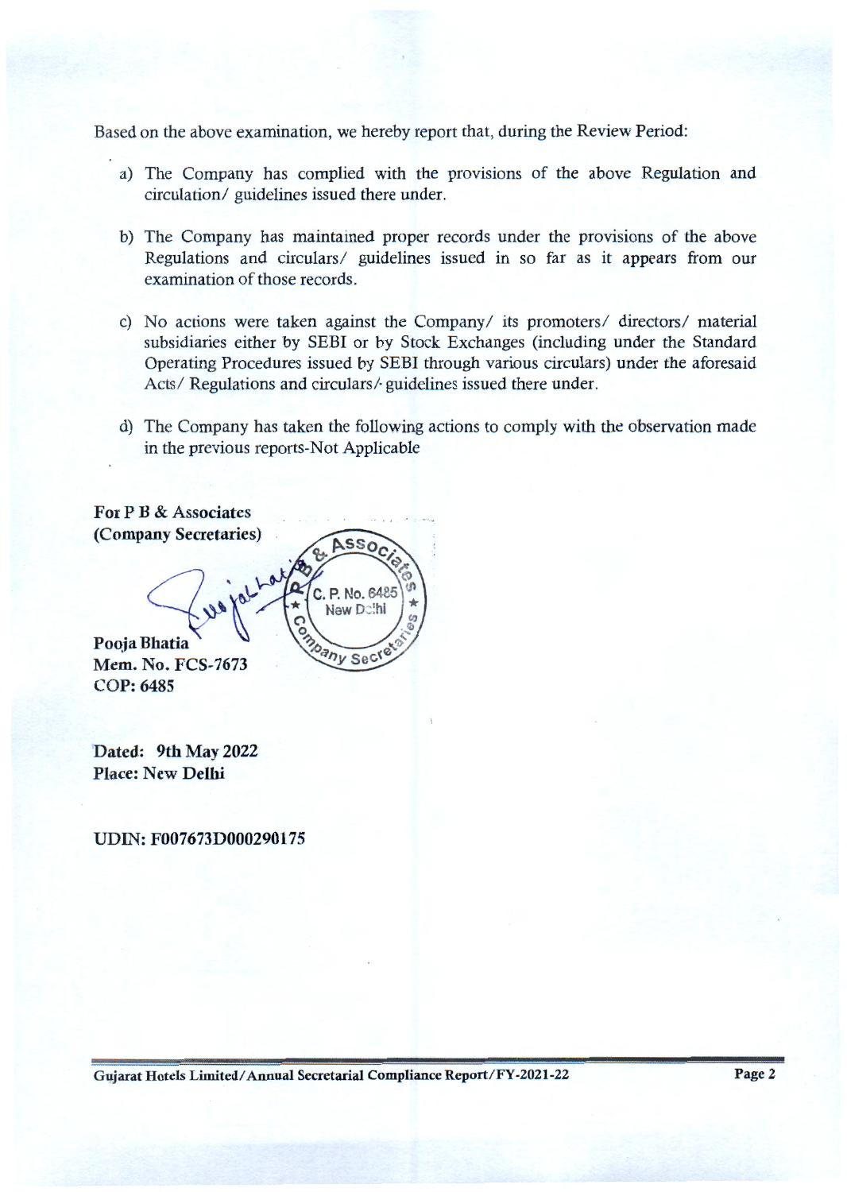Based on the above examination, we hereby report that, during the Review Period:

a) The Company has complied with the provisions of the above Regulation and circulation/ guidelines issued there under.

b) The Company has maintained proper records under the provisions of the above Regulations and circulars/ guidelines issued in so far as it appears from our examination of those records.

c) No actions were taken against the Company/ its promoters/ directors/ material subsidiaries either by SEBI or by Stock Exchanges (including under the Standard Operating Procedures issued by SEBI through various circulars) under the aforesaid Acts/ Regulations and circulars/ guidelines issued there under.

d) The Company has taken the following actions to comply with the observation made in the previous reports-Not Applicable

**For P B & Associates**
**(Company Secretaries)**

**Pooja Bhatia**
**Mem. No. FCS-7673**
**COP: 6485**

**Dated: 9th May 2022**
**Place: New Delhi**

**UDIN: F007673D000290175**